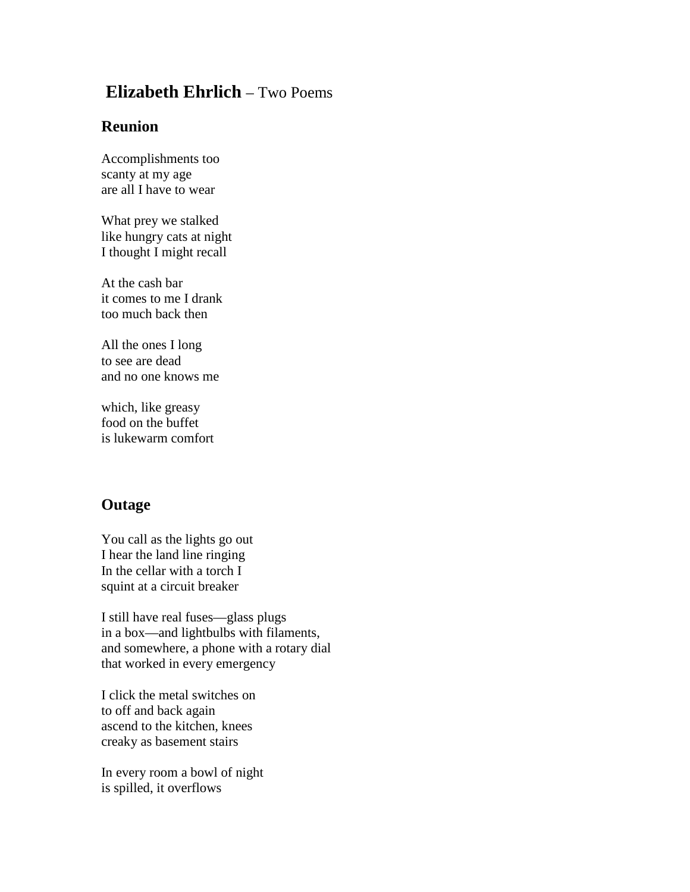# **Elizabeth Ehrlich** – Two Poems

## Reunion

Accomplishments too  
scanty at my age  
are all I have to wear

What prey we stalked  
like hungry cats at night  
I thought I might recall

At the cash bar  
it comes to me I drank  
too much back then

All the ones I long  
to see are dead  
and no one knows me

which, like greasy  
food on the buffet  
is lukewarm comfort

## Outage

You call as the lights go out  
I hear the land line ringing  
In the cellar with a torch I  
squint at a circuit breaker

I still have real fuses—glass plugs  
in a box—and lightbulbs with filaments,  
and somewhere, a phone with a rotary dial  
that worked in every emergency

I click the metal switches on  
to off and back again  
ascend to the kitchen, knees  
creaky as basement stairs

In every room a bowl of night  
is spilled, it overflows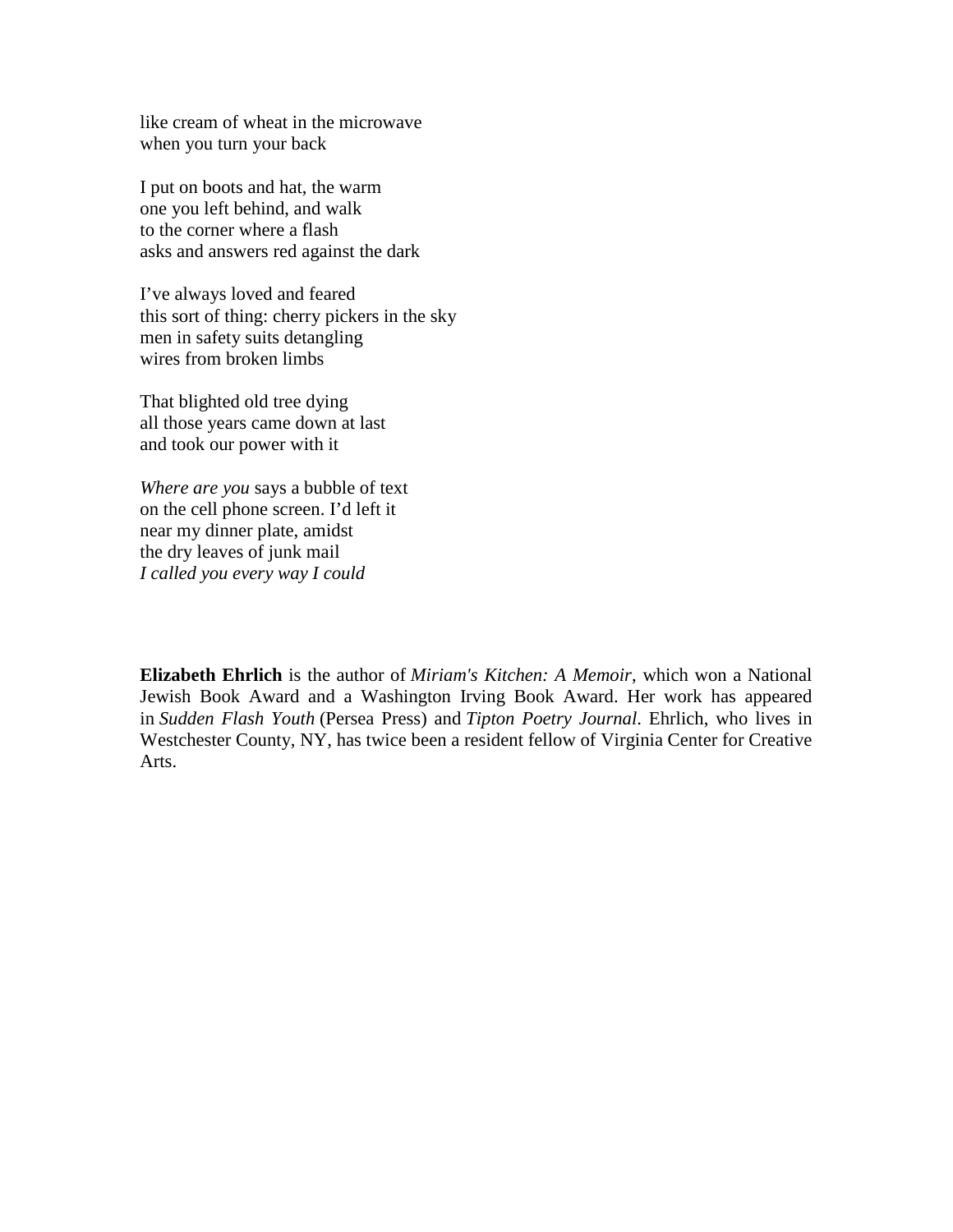like cream of wheat in the microwave  
when you turn your back

I put on boots and hat, the warm  
one you left behind, and walk  
to the corner where a flash  
asks and answers red against the dark

I've always loved and feared  
this sort of thing: cherry pickers in the sky  
men in safety suits detangling  
wires from broken limbs

That blighted old tree dying  
all those years came down at last  
and took our power with it

*Where are you* says a bubble of text  
on the cell phone screen. I'd left it  
near my dinner plate, amidst  
the dry leaves of junk mail  
*I called you every way I could*

**Elizabeth Ehrlich** is the author of *Miriam's Kitchen: A Memoir*, which won a National Jewish Book Award and a Washington Irving Book Award. Her work has appeared in *Sudden Flash Youth* (Persea Press) and *Tipton Poetry Journal*. Ehrlich, who lives in Westchester County, NY, has twice been a resident fellow of Virginia Center for Creative Arts.